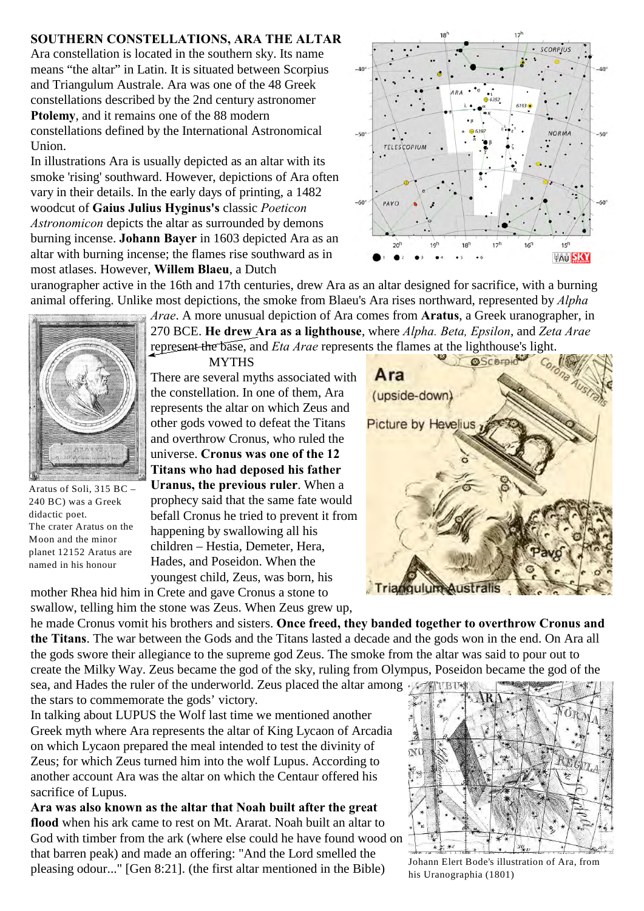## SOUTHERN CONSTELLATIONS, ARA THE ALTAR

Ara constellation is located in the southern sky. Its name means "the altar" in Latin. It is situated between Scorpius and Triangulum Australe. Ara was one of the 48 Greek constellations described by the 2nd century astronomer **Ptolemy**, and it remains one of the 88 modern constellations defined by the International Astronomical Union.

In illustrations Ara is usually depicted as an altar with its smoke 'rising' southward. However, depictions of Ara often vary in their details. In the early days of printing, a 1482 woodcut of **Gaius Julius Hyginus's** classic *Poeticon Astronomicon* depicts the altar as surrounded by demons burning incense. **Johann Bayer** in 1603 depicted Ara as an altar with burning incense; the flames rise southward as in most atlases. However, **Willem Blaeu**, a Dutch uranographer active in the 16th and 17th centuries, drew Ara as an altar designed for sacrifice, with a burning animal offering. Unlike most depictions, the smoke from Blaeu's Ara rises northward, represented by *Alpha Arae*. A more unusual depiction of Ara comes from **Aratus**, a Greek uranographer, in 270 BCE. **He drew Ara as a lighthouse**, where *Alpha. Beta, Epsilon*, and *Zeta Arae* represent the base, and *Eta Arae* represents the flames at the lighthouse's light.

Aratus of Soli, 315 BC – 240 BC) was a Greek didactic poet.
The crater Aratus on the Moon and the minor planet 12152 Aratus are named in his honour

### MYTHS

There are several myths associated with the constellation. In one of them, Ara represents the altar on which Zeus and other gods vowed to defeat the Titans and overthrow Cronus, who ruled the universe. **Cronus was one of the 12 Titans who had deposed his father Uranus, the previous ruler**. When a prophecy said that the same fate would befall Cronus he tried to prevent it from happening by swallowing all his children – Hestia, Demeter, Hera, Hades, and Poseidon. When the youngest child, Zeus, was born, his mother Rhea hid him in Crete and gave Cronus a stone to swallow, telling him the stone was Zeus. When Zeus grew up, he made Cronus vomit his brothers and sisters. **Once freed, they banded together to overthrow Cronus and the Titans**. The war between the Gods and the Titans lasted a decade and the gods won in the end. On Ara all the gods swore their allegiance to the supreme god Zeus. The smoke from the altar was said to pour out to create the Milky Way. Zeus became the god of the sky, ruling from Olympus, Poseidon became the god of the sea, and Hades the ruler of the underworld. Zeus placed the altar among the stars to commemorate the gods' victory.

In talking about LUPUS the Wolf last time we mentioned another Greek myth where Ara represents the altar of King Lycaon of Arcadia on which Lycaon prepared the meal intended to test the divinity of Zeus; for which Zeus turned him into the wolf Lupus. According to another account Ara was the altar on which the Centaur offered his sacrifice of Lupus.

**Ara was also known as the altar that Noah built after the great flood** when his ark came to rest on Mt. Ararat. Noah built an altar to God with timber from the ark (where else could he have found wood on that barren peak) and made an offering: "And the Lord smelled the pleasing odour..." [Gen 8:21]. (the first altar mentioned in the Bible)

Johann Elert Bode's illustration of Ara, from his Uranographia (1801)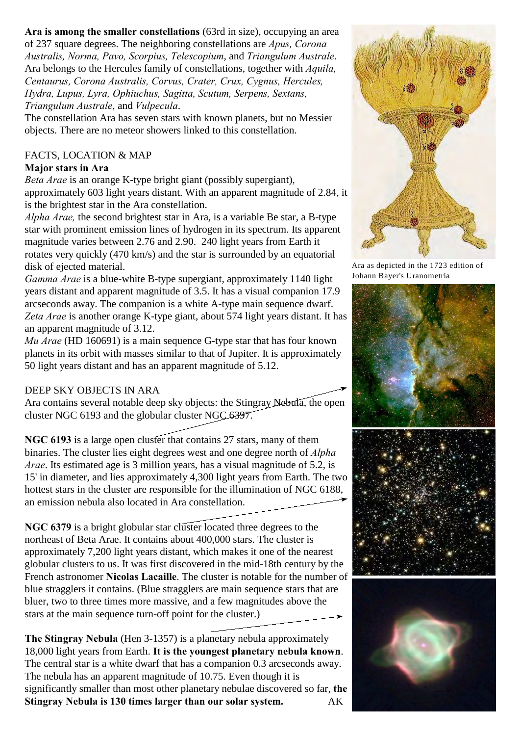**Ara is among the smaller constellations** (63rd in size), occupying an area of 237 square degrees. The neighboring constellations are *Apus, Corona Australis, Norma, Pavo, Scorpius, Telescopium*, and *Triangulum Australe*. Ara belongs to the Hercules family of constellations, together with *Aquila, Centaurus, Corona Australis, Corvus, Crater, Crux, Cygnus, Hercules, Hydra, Lupus, Lyra, Ophiuchus, Sagitta, Scutum, Serpens, Sextans, Triangulum Australe*, and *Vulpecula*.

The constellation Ara has seven stars with known planets, but no Messier objects. There are no meteor showers linked to this constellation.

## FACTS, LOCATION & MAP

### Major stars in Ara

*Beta Arae* is an orange K-type bright giant (possibly supergiant), approximately 603 light years distant. With an apparent magnitude of 2.84, it is the brightest star in the Ara constellation.

*Alpha Arae,* the second brightest star in Ara, is a variable Be star, a B-type star with prominent emission lines of hydrogen in its spectrum. Its apparent magnitude varies between 2.76 and 2.90. 240 light years from Earth it rotates very quickly (470 km/s) and the star is surrounded by an equatorial disk of ejected material.

*Gamma Arae* is a blue-white B-type supergiant, approximately 1140 light years distant and apparent magnitude of 3.5. It has a visual companion 17.9 arcseconds away. The companion is a white A-type main sequence dwarf.

*Zeta Arae* is another orange K-type giant, about 574 light years distant. It has an apparent magnitude of 3.12.

*Mu Arae* (HD 160691) is a main sequence G-type star that has four known planets in its orbit with masses similar to that of Jupiter. It is approximately 50 light years distant and has an apparent magnitude of 5.12.

Ara as depicted in the 1723 edition of Johann Bayer's Uranometria

## DEEP SKY OBJECTS IN ARA

Ara contains several notable deep sky objects: the Stingray Nebula, the open cluster NGC 6193 and the globular cluster NGC 6397.

**NGC 6193** is a large open cluster that contains 27 stars, many of them binaries. The cluster lies eight degrees west and one degree north of *Alpha Arae*. Its estimated age is 3 million years, has a visual magnitude of 5.2, is 15' in diameter, and lies approximately 4,300 light years from Earth. The two hottest stars in the cluster are responsible for the illumination of NGC 6188, an emission nebula also located in Ara constellation.

**NGC 6379** is a bright globular star cluster located three degrees to the northeast of Beta Arae. It contains about 400,000 stars. The cluster is approximately 7,200 light years distant, which makes it one of the nearest globular clusters to us. It was first discovered in the mid-18th century by the French astronomer **Nicolas Lacaille**. The cluster is notable for the number of blue stragglers it contains. (Blue stragglers are main sequence stars that are bluer, two to three times more massive, and a few magnitudes above the stars at the main sequence turn-off point for the cluster.)

**The Stingray Nebula** (Hen 3-1357) is a planetary nebula approximately 18,000 light years from Earth. **It is the youngest planetary nebula known**. The central star is a white dwarf that has a companion 0.3 arcseconds away. The nebula has an apparent magnitude of 10.75. Even though it is significantly smaller than most other planetary nebulae discovered so far, **the Stingray Nebula is 130 times larger than our solar system.** AK